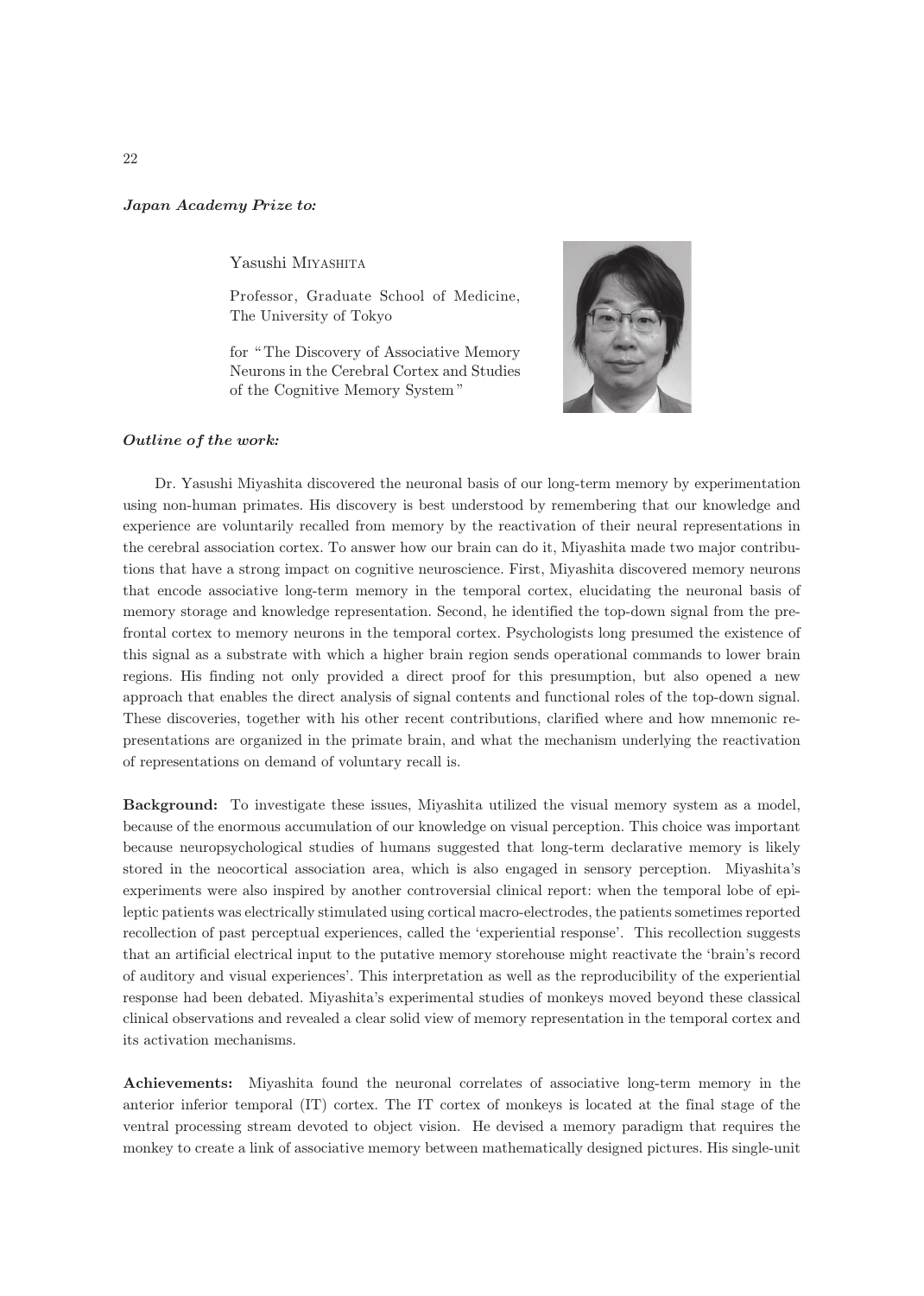***Japan Academy Prize to:***

Yasushi MIYASHITA

Professor, Graduate School of Medicine, The University of Tokyo

for "The Discovery of Associative Memory Neurons in the Cerebral Cortex and Studies of the Cognitive Memory System"

***Outline of the work:***

Dr. Yasushi Miyashita discovered the neuronal basis of our long-term memory by experimentation using non-human primates. His discovery is best understood by remembering that our knowledge and experience are voluntarily recalled from memory by the reactivation of their neural representations in the cerebral association cortex. To answer how our brain can do it, Miyashita made two major contributions that have a strong impact on cognitive neuroscience. First, Miyashita discovered memory neurons that encode associative long-term memory in the temporal cortex, elucidating the neuronal basis of memory storage and knowledge representation. Second, he identified the top-down signal from the prefrontal cortex to memory neurons in the temporal cortex. Psychologists long presumed the existence of this signal as a substrate with which a higher brain region sends operational commands to lower brain regions. His finding not only provided a direct proof for this presumption, but also opened a new approach that enables the direct analysis of signal contents and functional roles of the top-down signal. These discoveries, together with his other recent contributions, clarified where and how mnemonic representations are organized in the primate brain, and what the mechanism underlying the reactivation of representations on demand of voluntary recall is.

**Background:** To investigate these issues, Miyashita utilized the visual memory system as a model, because of the enormous accumulation of our knowledge on visual perception. This choice was important because neuropsychological studies of humans suggested that long-term declarative memory is likely stored in the neocortical association area, which is also engaged in sensory perception. Miyashita's experiments were also inspired by another controversial clinical report: when the temporal lobe of epileptic patients was electrically stimulated using cortical macro-electrodes, the patients sometimes reported recollection of past perceptual experiences, called the 'experiential response'. This recollection suggests that an artificial electrical input to the putative memory storehouse might reactivate the 'brain's record of auditory and visual experiences'. This interpretation as well as the reproducibility of the experiential response had been debated. Miyashita's experimental studies of monkeys moved beyond these classical clinical observations and revealed a clear solid view of memory representation in the temporal cortex and its activation mechanisms.

**Achievements:** Miyashita found the neuronal correlates of associative long-term memory in the anterior inferior temporal (IT) cortex. The IT cortex of monkeys is located at the final stage of the ventral processing stream devoted to object vision. He devised a memory paradigm that requires the monkey to create a link of associative memory between mathematically designed pictures. His single-unit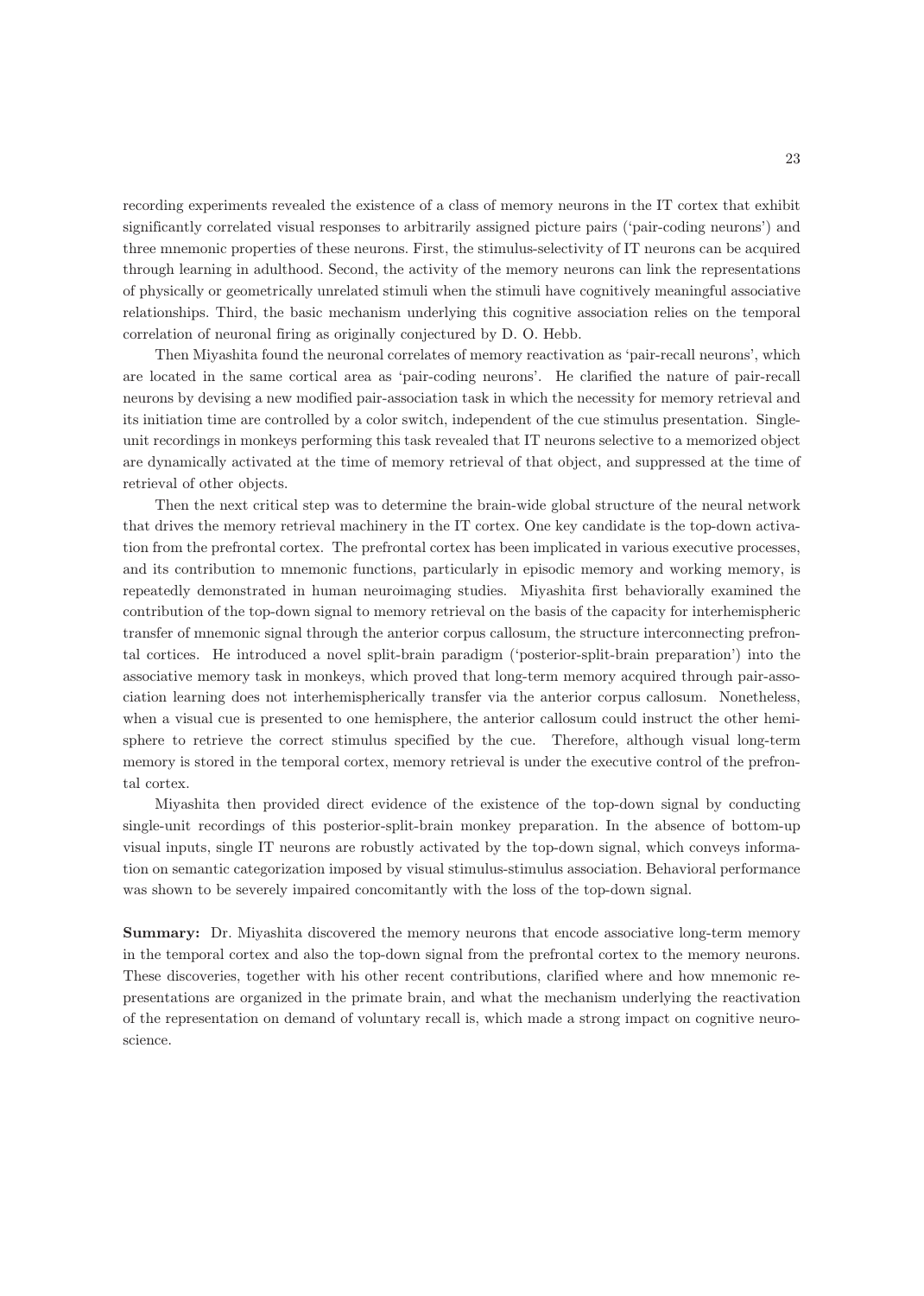recording experiments revealed the existence of a class of memory neurons in the IT cortex that exhibit significantly correlated visual responses to arbitrarily assigned picture pairs ('pair-coding neurons') and three mnemonic properties of these neurons. First, the stimulus-selectivity of IT neurons can be acquired through learning in adulthood. Second, the activity of the memory neurons can link the representations of physically or geometrically unrelated stimuli when the stimuli have cognitively meaningful associative relationships. Third, the basic mechanism underlying this cognitive association relies on the temporal correlation of neuronal firing as originally conjectured by D. O. Hebb.

Then Miyashita found the neuronal correlates of memory reactivation as 'pair-recall neurons', which are located in the same cortical area as 'pair-coding neurons'. He clarified the nature of pair-recall neurons by devising a new modified pair-association task in which the necessity for memory retrieval and its initiation time are controlled by a color switch, independent of the cue stimulus presentation. Single-unit recordings in monkeys performing this task revealed that IT neurons selective to a memorized object are dynamically activated at the time of memory retrieval of that object, and suppressed at the time of retrieval of other objects.

Then the next critical step was to determine the brain-wide global structure of the neural network that drives the memory retrieval machinery in the IT cortex. One key candidate is the top-down activation from the prefrontal cortex. The prefrontal cortex has been implicated in various executive processes, and its contribution to mnemonic functions, particularly in episodic memory and working memory, is repeatedly demonstrated in human neuroimaging studies. Miyashita first behaviorally examined the contribution of the top-down signal to memory retrieval on the basis of the capacity for interhemispheric transfer of mnemonic signal through the anterior corpus callosum, the structure interconnecting prefrontal cortices. He introduced a novel split-brain paradigm ('posterior-split-brain preparation') into the associative memory task in monkeys, which proved that long-term memory acquired through pair-association learning does not interhemispherically transfer via the anterior corpus callosum. Nonetheless, when a visual cue is presented to one hemisphere, the anterior callosum could instruct the other hemisphere to retrieve the correct stimulus specified by the cue. Therefore, although visual long-term memory is stored in the temporal cortex, memory retrieval is under the executive control of the prefrontal cortex.

Miyashita then provided direct evidence of the existence of the top-down signal by conducting single-unit recordings of this posterior-split-brain monkey preparation. In the absence of bottom-up visual inputs, single IT neurons are robustly activated by the top-down signal, which conveys information on semantic categorization imposed by visual stimulus-stimulus association. Behavioral performance was shown to be severely impaired concomitantly with the loss of the top-down signal.

**Summary:** Dr. Miyashita discovered the memory neurons that encode associative long-term memory in the temporal cortex and also the top-down signal from the prefrontal cortex to the memory neurons. These discoveries, together with his other recent contributions, clarified where and how mnemonic representations are organized in the primate brain, and what the mechanism underlying the reactivation of the representation on demand of voluntary recall is, which made a strong impact on cognitive neuroscience.